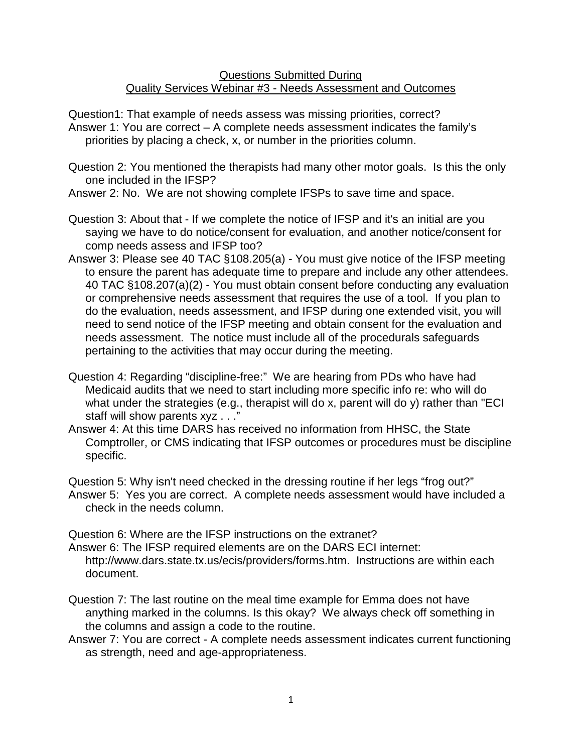# Questions Submitted During
## Quality Services Webinar #3 - Needs Assessment and Outcomes

Question1: That example of needs assess was missing priorities, correct?

Answer 1: You are correct – A complete needs assessment indicates the family's priorities by placing a check, x, or number in the priorities column.

Question 2: You mentioned the therapists had many other motor goals. Is this the only one included in the IFSP?

Answer 2: No. We are not showing complete IFSPs to save time and space.

Question 3: About that - If we complete the notice of IFSP and it's an initial are you saying we have to do notice/consent for evaluation, and another notice/consent for comp needs assess and IFSP too?

Answer 3: Please see 40 TAC §108.205(a) - You must give notice of the IFSP meeting to ensure the parent has adequate time to prepare and include any other attendees. 40 TAC §108.207(a)(2) - You must obtain consent before conducting any evaluation or comprehensive needs assessment that requires the use of a tool. If you plan to do the evaluation, needs assessment, and IFSP during one extended visit, you will need to send notice of the IFSP meeting and obtain consent for the evaluation and needs assessment. The notice must include all of the procedurals safeguards pertaining to the activities that may occur during the meeting.

Question 4: Regarding "discipline-free:" We are hearing from PDs who have had Medicaid audits that we need to start including more specific info re: who will do what under the strategies (e.g., therapist will do x, parent will do y) rather than "ECI staff will show parents xyz . . ."

Answer 4: At this time DARS has received no information from HHSC, the State Comptroller, or CMS indicating that IFSP outcomes or procedures must be discipline specific.

Question 5: Why isn't need checked in the dressing routine if her legs "frog out?"

Answer 5: Yes you are correct. A complete needs assessment would have included a check in the needs column.

Question 6: Where are the IFSP instructions on the extranet?

Answer 6: The IFSP required elements are on the DARS ECI internet: http://www.dars.state.tx.us/ecis/providers/forms.htm. Instructions are within each document.

Question 7: The last routine on the meal time example for Emma does not have anything marked in the columns. Is this okay? We always check off something in the columns and assign a code to the routine.

Answer 7: You are correct - A complete needs assessment indicates current functioning as strength, need and age-appropriateness.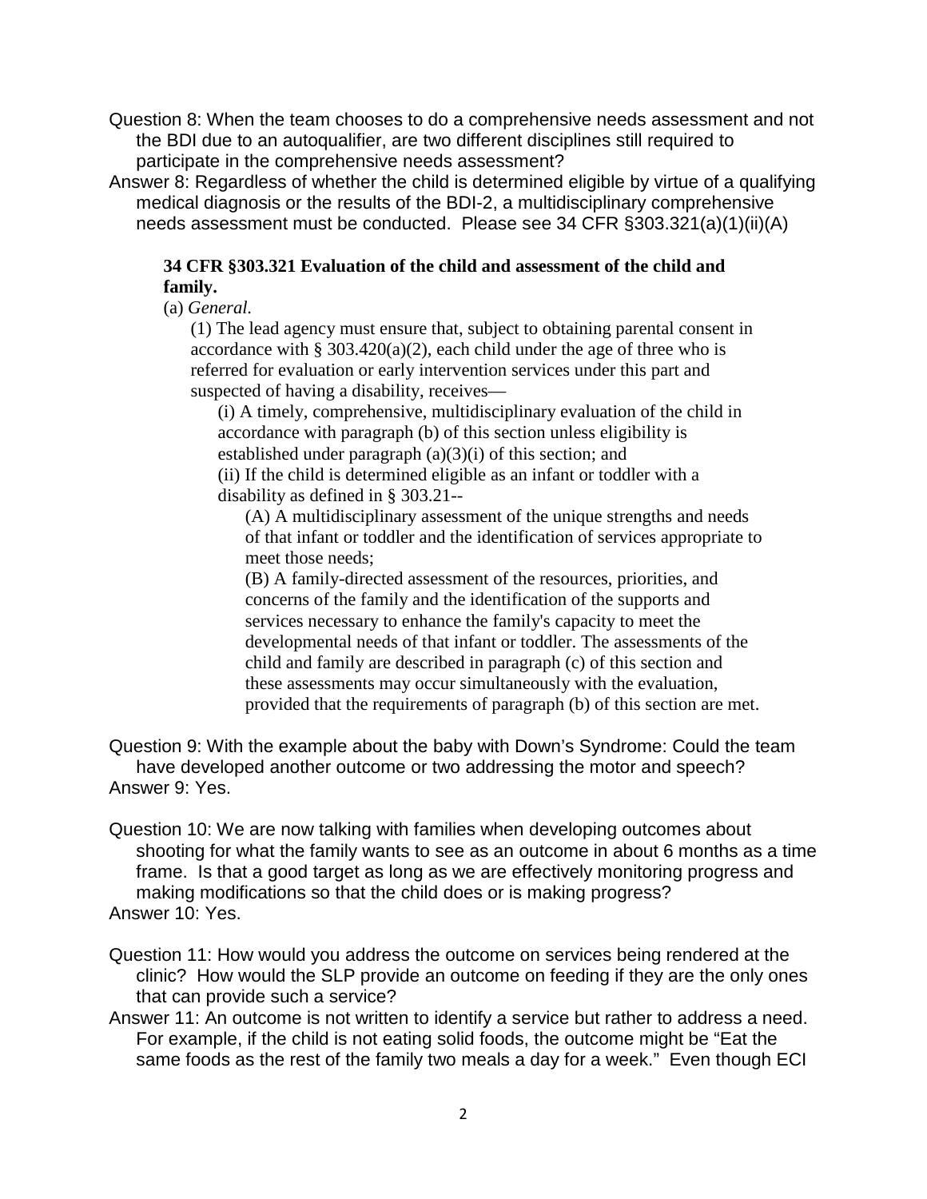Question 8: When the team chooses to do a comprehensive needs assessment and not the BDI due to an autoqualifier, are two different disciplines still required to participate in the comprehensive needs assessment?

Answer 8: Regardless of whether the child is determined eligible by virtue of a qualifying medical diagnosis or the results of the BDI-2, a multidisciplinary comprehensive needs assessment must be conducted. Please see 34 CFR §303.321(a)(1)(ii)(A)

> **34 CFR §303.321 Evaluation of the child and assessment of the child and family.**
>
> (a) *General.*
>
> (1) The lead agency must ensure that, subject to obtaining parental consent in accordance with § 303.420(a)(2), each child under the age of three who is referred for evaluation or early intervention services under this part and suspected of having a disability, receives—
>
> (i) A timely, comprehensive, multidisciplinary evaluation of the child in accordance with paragraph (b) of this section unless eligibility is established under paragraph (a)(3)(i) of this section; and
>
> (ii) If the child is determined eligible as an infant or toddler with a disability as defined in § 303.21--
>
> (A) A multidisciplinary assessment of the unique strengths and needs of that infant or toddler and the identification of services appropriate to meet those needs;
>
> (B) A family-directed assessment of the resources, priorities, and concerns of the family and the identification of the supports and services necessary to enhance the family's capacity to meet the developmental needs of that infant or toddler. The assessments of the child and family are described in paragraph (c) of this section and these assessments may occur simultaneously with the evaluation, provided that the requirements of paragraph (b) of this section are met.

Question 9: With the example about the baby with Down's Syndrome: Could the team have developed another outcome or two addressing the motor and speech?

Answer 9: Yes.

Question 10: We are now talking with families when developing outcomes about shooting for what the family wants to see as an outcome in about 6 months as a time frame. Is that a good target as long as we are effectively monitoring progress and making modifications so that the child does or is making progress?

Answer 10: Yes.

Question 11: How would you address the outcome on services being rendered at the clinic? How would the SLP provide an outcome on feeding if they are the only ones that can provide such a service?

Answer 11: An outcome is not written to identify a service but rather to address a need. For example, if the child is not eating solid foods, the outcome might be "Eat the same foods as the rest of the family two meals a day for a week." Even though ECI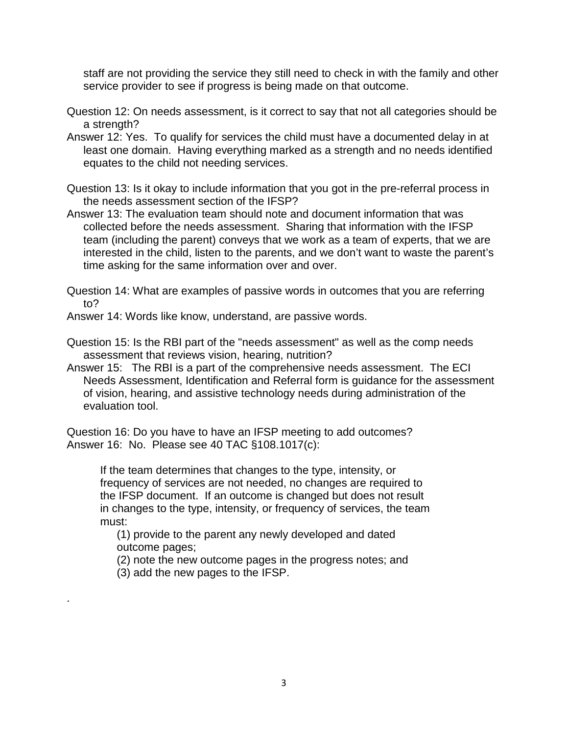staff are not providing the service they still need to check in with the family and other service provider to see if progress is being made on that outcome.

Question 12: On needs assessment, is it correct to say that not all categories should be a strength?

Answer 12: Yes. To qualify for services the child must have a documented delay in at least one domain. Having everything marked as a strength and no needs identified equates to the child not needing services.

Question 13: Is it okay to include information that you got in the pre-referral process in the needs assessment section of the IFSP?

Answer 13: The evaluation team should note and document information that was collected before the needs assessment. Sharing that information with the IFSP team (including the parent) conveys that we work as a team of experts, that we are interested in the child, listen to the parents, and we don't want to waste the parent's time asking for the same information over and over.

Question 14: What are examples of passive words in outcomes that you are referring to?

Answer 14: Words like know, understand, are passive words.

Question 15: Is the RBI part of the "needs assessment" as well as the comp needs assessment that reviews vision, hearing, nutrition?

Answer 15: The RBI is a part of the comprehensive needs assessment. The ECI Needs Assessment, Identification and Referral form is guidance for the assessment of vision, hearing, and assistive technology needs during administration of the evaluation tool.

Question 16: Do you have to have an IFSP meeting to add outcomes?

Answer 16: No. Please see 40 TAC §108.1017(c):

> If the team determines that changes to the type, intensity, or frequency of services are not needed, no changes are required to the IFSP document. If an outcome is changed but does not result in changes to the type, intensity, or frequency of services, the team must:
>
> (1) provide to the parent any newly developed and dated outcome pages;
>
> (2) note the new outcome pages in the progress notes; and
>
> (3) add the new pages to the IFSP.

.